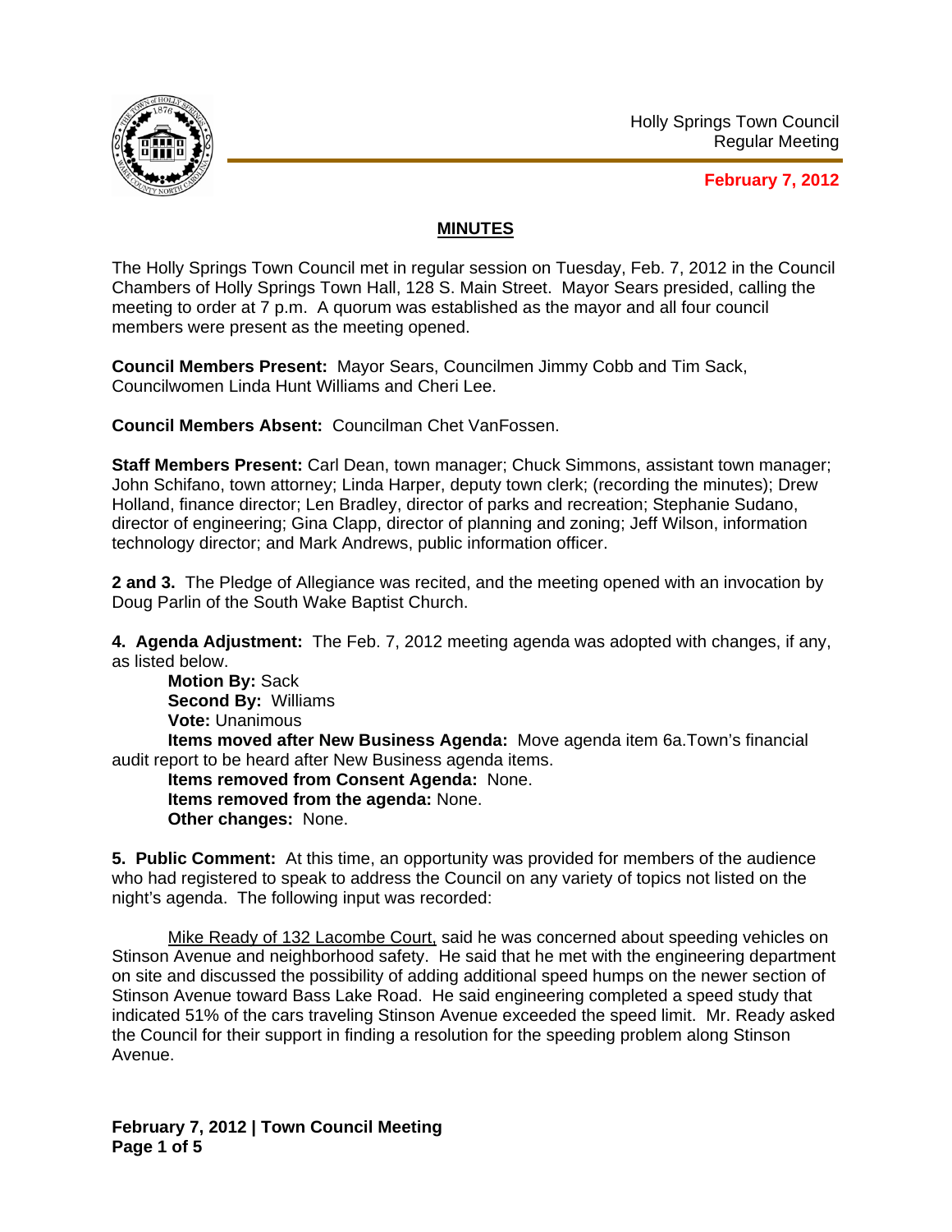Holly Springs Town Council
Regular Meeting

**February 7, 2012**

## MINUTES

The Holly Springs Town Council met in regular session on Tuesday, Feb. 7, 2012 in the Council Chambers of Holly Springs Town Hall, 128 S. Main Street. Mayor Sears presided, calling the meeting to order at 7 p.m. A quorum was established as the mayor and all four council members were present as the meeting opened.

**Council Members Present:** Mayor Sears, Councilmen Jimmy Cobb and Tim Sack, Councilwomen Linda Hunt Williams and Cheri Lee.

**Council Members Absent:** Councilman Chet VanFossen.

**Staff Members Present:** Carl Dean, town manager; Chuck Simmons, assistant town manager; John Schifano, town attorney; Linda Harper, deputy town clerk; (recording the minutes); Drew Holland, finance director; Len Bradley, director of parks and recreation; Stephanie Sudano, director of engineering; Gina Clapp, director of planning and zoning; Jeff Wilson, information technology director; and Mark Andrews, public information officer.

**2 and 3.** The Pledge of Allegiance was recited, and the meeting opened with an invocation by Doug Parlin of the South Wake Baptist Church.

**4. Agenda Adjustment:** The Feb. 7, 2012 meeting agenda was adopted with changes, if any, as listed below.

**Motion By:** Sack
**Second By:** Williams
**Vote:** Unanimous
**Items moved after New Business Agenda:** Move agenda item 6a.Town's financial audit report to be heard after New Business agenda items.
**Items removed from Consent Agenda:** None.
**Items removed from the agenda:** None.
**Other changes:** None.

**5. Public Comment:** At this time, an opportunity was provided for members of the audience who had registered to speak to address the Council on any variety of topics not listed on the night's agenda. The following input was recorded:

Mike Ready of 132 Lacombe Court, said he was concerned about speeding vehicles on Stinson Avenue and neighborhood safety. He said that he met with the engineering department on site and discussed the possibility of adding additional speed humps on the newer section of Stinson Avenue toward Bass Lake Road. He said engineering completed a speed study that indicated 51% of the cars traveling Stinson Avenue exceeded the speed limit. Mr. Ready asked the Council for their support in finding a resolution for the speeding problem along Stinson Avenue.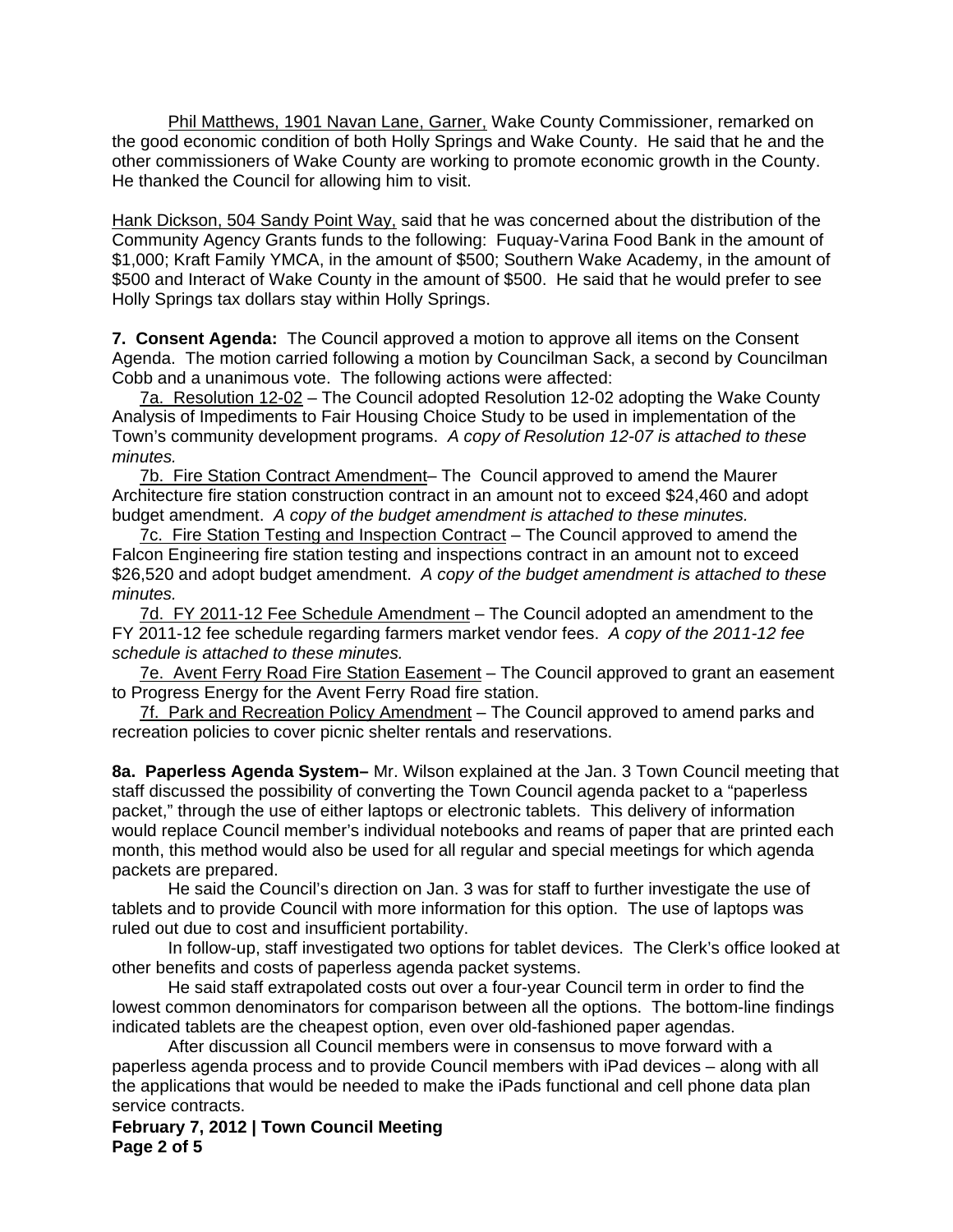Phil Matthews, 1901 Navan Lane, Garner, Wake County Commissioner, remarked on the good economic condition of both Holly Springs and Wake County. He said that he and the other commissioners of Wake County are working to promote economic growth in the County. He thanked the Council for allowing him to visit.

Hank Dickson, 504 Sandy Point Way, said that he was concerned about the distribution of the Community Agency Grants funds to the following: Fuquay-Varina Food Bank in the amount of $1,000; Kraft Family YMCA, in the amount of $500; Southern Wake Academy, in the amount of $500 and Interact of Wake County in the amount of $500. He said that he would prefer to see Holly Springs tax dollars stay within Holly Springs.

**7. Consent Agenda:** The Council approved a motion to approve all items on the Consent Agenda. The motion carried following a motion by Councilman Sack, a second by Councilman Cobb and a unanimous vote. The following actions were affected:

7a. Resolution 12-02 – The Council adopted Resolution 12-02 adopting the Wake County Analysis of Impediments to Fair Housing Choice Study to be used in implementation of the Town's community development programs. *A copy of Resolution 12-07 is attached to these minutes.*

7b. Fire Station Contract Amendment– The Council approved to amend the Maurer Architecture fire station construction contract in an amount not to exceed $24,460 and adopt budget amendment. *A copy of the budget amendment is attached to these minutes.*

7c. Fire Station Testing and Inspection Contract – The Council approved to amend the Falcon Engineering fire station testing and inspections contract in an amount not to exceed $26,520 and adopt budget amendment. *A copy of the budget amendment is attached to these minutes.*

7d. FY 2011-12 Fee Schedule Amendment – The Council adopted an amendment to the FY 2011-12 fee schedule regarding farmers market vendor fees. *A copy of the 2011-12 fee schedule is attached to these minutes.*

7e. Avent Ferry Road Fire Station Easement – The Council approved to grant an easement to Progress Energy for the Avent Ferry Road fire station.

7f. Park and Recreation Policy Amendment – The Council approved to amend parks and recreation policies to cover picnic shelter rentals and reservations.

**8a. Paperless Agenda System–** Mr. Wilson explained at the Jan. 3 Town Council meeting that staff discussed the possibility of converting the Town Council agenda packet to a "paperless packet," through the use of either laptops or electronic tablets. This delivery of information would replace Council member's individual notebooks and reams of paper that are printed each month, this method would also be used for all regular and special meetings for which agenda packets are prepared.

He said the Council's direction on Jan. 3 was for staff to further investigate the use of tablets and to provide Council with more information for this option. The use of laptops was ruled out due to cost and insufficient portability.

In follow-up, staff investigated two options for tablet devices. The Clerk's office looked at other benefits and costs of paperless agenda packet systems.

He said staff extrapolated costs out over a four-year Council term in order to find the lowest common denominators for comparison between all the options. The bottom-line findings indicated tablets are the cheapest option, even over old-fashioned paper agendas.

After discussion all Council members were in consensus to move forward with a paperless agenda process and to provide Council members with iPad devices – along with all the applications that would be needed to make the iPads functional and cell phone data plan service contracts.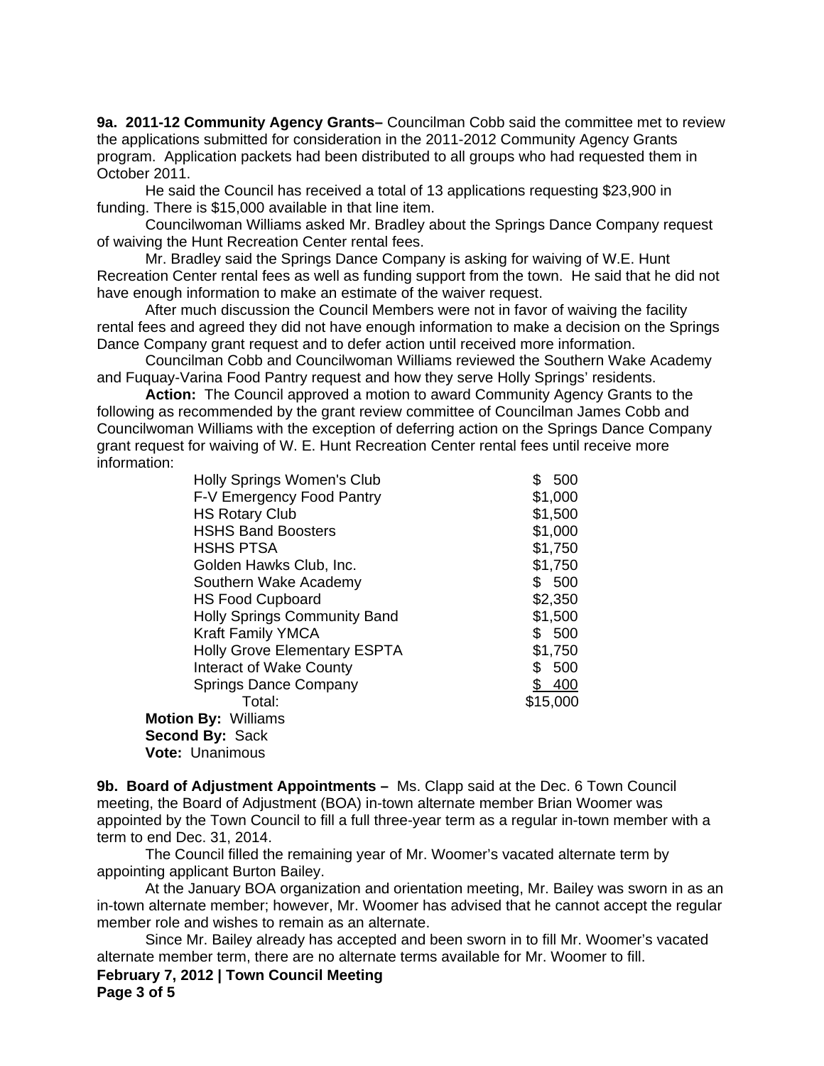**9a. 2011-12 Community Agency Grants–** Councilman Cobb said the committee met to review the applications submitted for consideration in the 2011-2012 Community Agency Grants program. Application packets had been distributed to all groups who had requested them in October 2011.

He said the Council has received a total of 13 applications requesting $23,900 in funding. There is $15,000 available in that line item.

Councilwoman Williams asked Mr. Bradley about the Springs Dance Company request of waiving the Hunt Recreation Center rental fees.

Mr. Bradley said the Springs Dance Company is asking for waiving of W.E. Hunt Recreation Center rental fees as well as funding support from the town. He said that he did not have enough information to make an estimate of the waiver request.

After much discussion the Council Members were not in favor of waiving the facility rental fees and agreed they did not have enough information to make a decision on the Springs Dance Company grant request and to defer action until received more information.

Councilman Cobb and Councilwoman Williams reviewed the Southern Wake Academy and Fuquay-Varina Food Pantry request and how they serve Holly Springs' residents.

**Action:** The Council approved a motion to award Community Agency Grants to the following as recommended by the grant review committee of Councilman James Cobb and Councilwoman Williams with the exception of deferring action on the Springs Dance Company grant request for waiving of W. E. Hunt Recreation Center rental fees until receive more information:

| | |
|---|---|
| Holly Springs Women's Club | $ 500 |
| F-V Emergency Food Pantry | $1,000 |
| HS Rotary Club | $1,500 |
| HSHS Band Boosters | $1,000 |
| HSHS PTSA | $1,750 |
| Golden Hawks Club, Inc. | $1,750 |
| Southern Wake Academy | $ 500 |
| HS Food Cupboard | $2,350 |
| Holly Springs Community Band | $1,500 |
| Kraft Family YMCA | $ 500 |
| Holly Grove Elementary ESPTA | $1,750 |
| Interact of Wake County | $ 500 |
| Springs Dance Company | $ 400 |
| Total: | $15,000 |

**Motion By:** Williams
**Second By:** Sack
**Vote:** Unanimous

**9b. Board of Adjustment Appointments –** Ms. Clapp said at the Dec. 6 Town Council meeting, the Board of Adjustment (BOA) in-town alternate member Brian Woomer was appointed by the Town Council to fill a full three-year term as a regular in-town member with a term to end Dec. 31, 2014.

The Council filled the remaining year of Mr. Woomer's vacated alternate term by appointing applicant Burton Bailey.

At the January BOA organization and orientation meeting, Mr. Bailey was sworn in as an in-town alternate member; however, Mr. Woomer has advised that he cannot accept the regular member role and wishes to remain as an alternate.

Since Mr. Bailey already has accepted and been sworn in to fill Mr. Woomer's vacated alternate member term, there are no alternate terms available for Mr. Woomer to fill.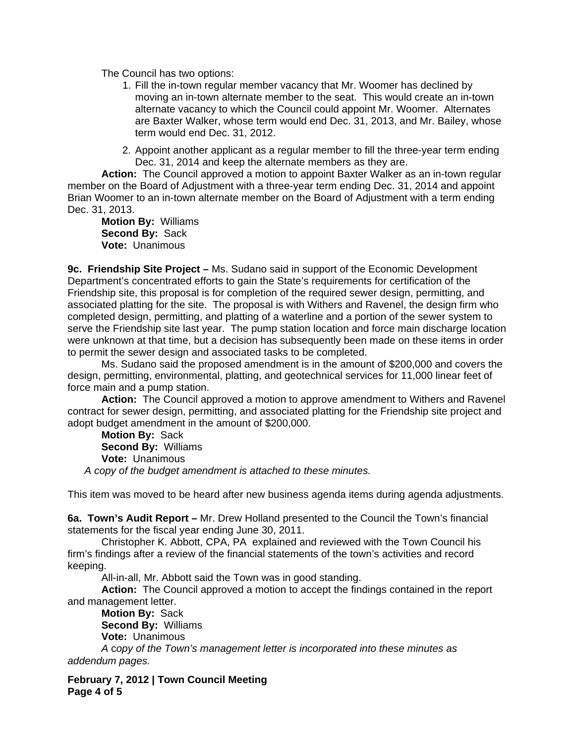The Council has two options:

1. Fill the in-town regular member vacancy that Mr. Woomer has declined by moving an in-town alternate member to the seat. This would create an in-town alternate vacancy to which the Council could appoint Mr. Woomer. Alternates are Baxter Walker, whose term would end Dec. 31, 2013, and Mr. Bailey, whose term would end Dec. 31, 2012.
2. Appoint another applicant as a regular member to fill the three-year term ending Dec. 31, 2014 and keep the alternate members as they are.

**Action:** The Council approved a motion to appoint Baxter Walker as an in-town regular member on the Board of Adjustment with a three-year term ending Dec. 31, 2014 and appoint Brian Woomer to an in-town alternate member on the Board of Adjustment with a term ending Dec. 31, 2013.

**Motion By:** Williams
**Second By:** Sack
**Vote:** Unanimous

**9c. Friendship Site Project –** Ms. Sudano said in support of the Economic Development Department's concentrated efforts to gain the State's requirements for certification of the Friendship site, this proposal is for completion of the required sewer design, permitting, and associated platting for the site. The proposal is with Withers and Ravenel, the design firm who completed design, permitting, and platting of a waterline and a portion of the sewer system to serve the Friendship site last year. The pump station location and force main discharge location were unknown at that time, but a decision has subsequently been made on these items in order to permit the sewer design and associated tasks to be completed.

Ms. Sudano said the proposed amendment is in the amount of $200,000 and covers the design, permitting, environmental, platting, and geotechnical services for 11,000 linear feet of force main and a pump station.

**Action:** The Council approved a motion to approve amendment to Withers and Ravenel contract for sewer design, permitting, and associated platting for the Friendship site project and adopt budget amendment in the amount of $200,000.

**Motion By:** Sack
**Second By:** Williams
**Vote:** Unanimous

*A copy of the budget amendment is attached to these minutes.*

This item was moved to be heard after new business agenda items during agenda adjustments.

**6a. Town's Audit Report –** Mr. Drew Holland presented to the Council the Town's financial statements for the fiscal year ending June 30, 2011.

Christopher K. Abbott, CPA, PA explained and reviewed with the Town Council his firm's findings after a review of the financial statements of the town's activities and record keeping.

All-in-all, Mr. Abbott said the Town was in good standing.

**Action:** The Council approved a motion to accept the findings contained in the report and management letter.

**Motion By:** Sack
**Second By:** Williams
**Vote:** Unanimous

*A copy of the Town's management letter is incorporated into these minutes as addendum pages.*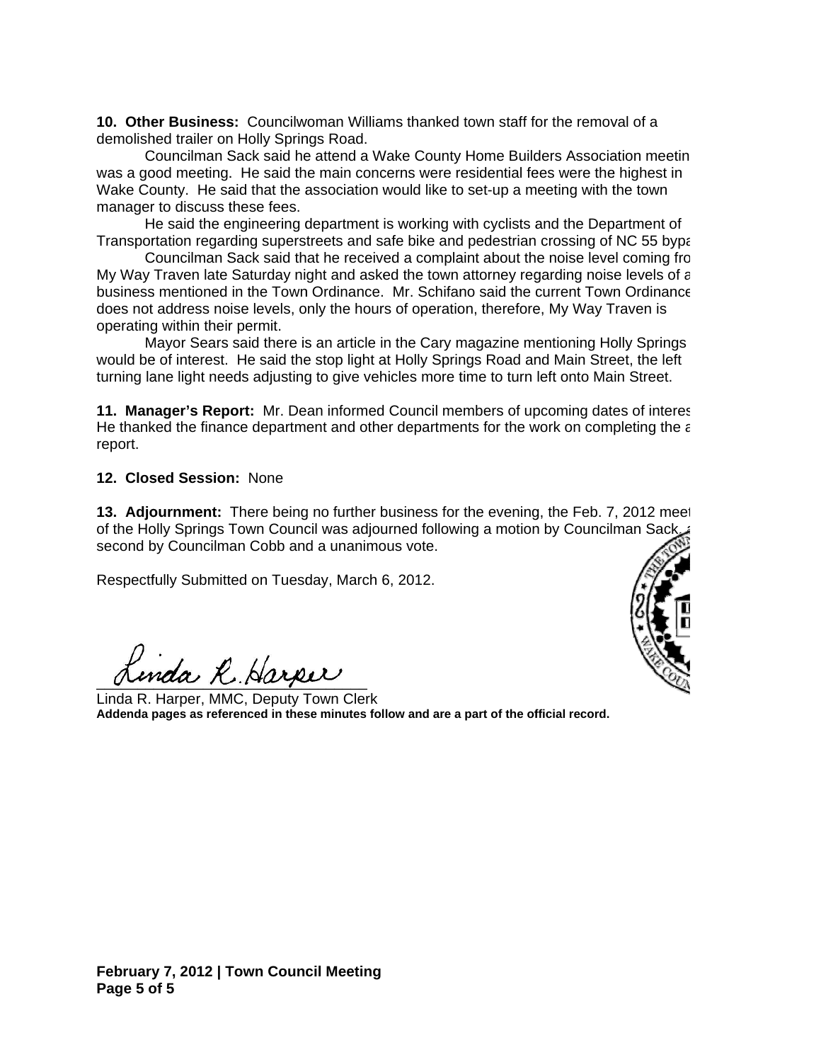**10. Other Business:** Councilwoman Williams thanked town staff for the removal of a demolished trailer on Holly Springs Road.

Councilman Sack said he attend a Wake County Home Builders Association meetin was a good meeting. He said the main concerns were residential fees were the highest in Wake County. He said that the association would like to set-up a meeting with the town manager to discuss these fees.

He said the engineering department is working with cyclists and the Department of Transportation regarding superstreets and safe bike and pedestrian crossing of NC 55 bypa

Councilman Sack said that he received a complaint about the noise level coming fro My Way Traven late Saturday night and asked the town attorney regarding noise levels of a business mentioned in the Town Ordinance. Mr. Schifano said the current Town Ordinance does not address noise levels, only the hours of operation, therefore, My Way Traven is operating within their permit.

Mayor Sears said there is an article in the Cary magazine mentioning Holly Springs would be of interest. He said the stop light at Holly Springs Road and Main Street, the left turning lane light needs adjusting to give vehicles more time to turn left onto Main Street.

**11. Manager's Report:** Mr. Dean informed Council members of upcoming dates of interes He thanked the finance department and other departments for the work on completing the a report.

**12. Closed Session:** None

**13. Adjournment:** There being no further business for the evening, the Feb. 7, 2012 meet of the Holly Springs Town Council was adjourned following a motion by Councilman Sack, a second by Councilman Cobb and a unanimous vote.

Respectfully Submitted on Tuesday, March 6, 2012.

Linda R. Harper

Linda R. Harper, MMC, Deputy Town Clerk

**Addenda pages as referenced in these minutes follow and are a part of the official record.**